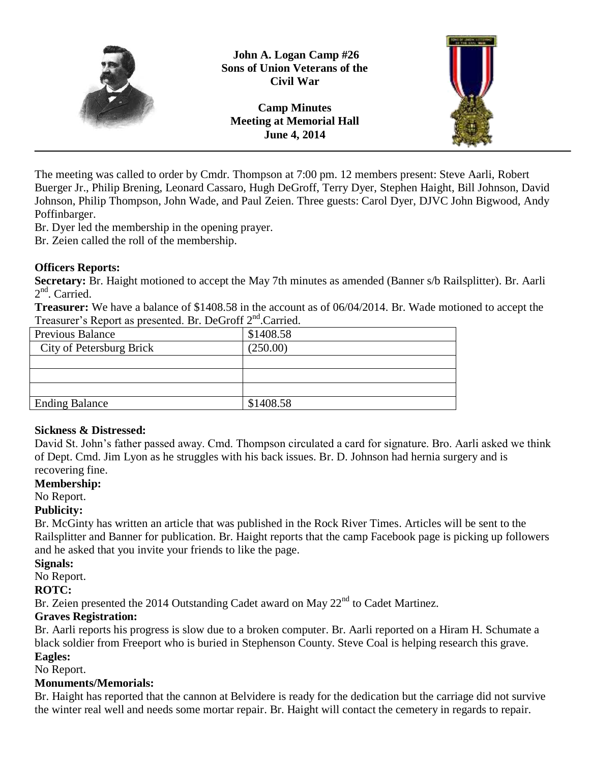# John A. Logan Camp #26
# Sons of Union Veterans of the Civil War

## Camp Minutes
## Meeting at Memorial Hall
## June 4, 2014

The meeting was called to order by Cmdr. Thompson at 7:00 pm. 12 members present: Steve Aarli, Robert Buerger Jr., Philip Brening, Leonard Cassaro, Hugh DeGroff, Terry Dyer, Stephen Haight, Bill Johnson, David Johnson, Philip Thompson, John Wade, and Paul Zeien. Three guests: Carol Dyer, DJVC John Bigwood, Andy Poffinbarger.

Br. Dyer led the membership in the opening prayer.

Br. Zeien called the roll of the membership.

**Officers Reports:**

**Secretary:** Br. Haight motioned to accept the May 7th minutes as amended (Banner s/b Railsplitter). Br. Aarli 2nd. Carried.

**Treasurer:** We have a balance of $1408.58 in the account as of 06/04/2014. Br. Wade motioned to accept the Treasurer's Report as presented. Br. DeGroff 2nd.Carried.

| Previous Balance | $1408.58 |
|---|---|
| City of Petersburg Brick | (250.00) |
| | |
| | |
| | |
| Ending Balance | $1408.58 |

**Sickness & Distressed:**

David St. John's father passed away. Cmd. Thompson circulated a card for signature. Bro. Aarli asked we think of Dept. Cmd. Jim Lyon as he struggles with his back issues. Br. D. Johnson had hernia surgery and is recovering fine.

**Membership:**

No Report.

**Publicity:**

Br. McGinty has written an article that was published in the Rock River Times. Articles will be sent to the Railsplitter and Banner for publication. Br. Haight reports that the camp Facebook page is picking up followers and he asked that you invite your friends to like the page.

**Signals:**

No Report.

**ROTC:**

Br. Zeien presented the 2014 Outstanding Cadet award on May 22nd to Cadet Martinez.

**Graves Registration:**

Br. Aarli reports his progress is slow due to a broken computer. Br. Aarli reported on a Hiram H. Schumate a black soldier from Freeport who is buried in Stephenson County. Steve Coal is helping research this grave.

**Eagles:**

No Report.

**Monuments/Memorials:**

Br. Haight has reported that the cannon at Belvidere is ready for the dedication but the carriage did not survive the winter real well and needs some mortar repair. Br. Haight will contact the cemetery in regards to repair.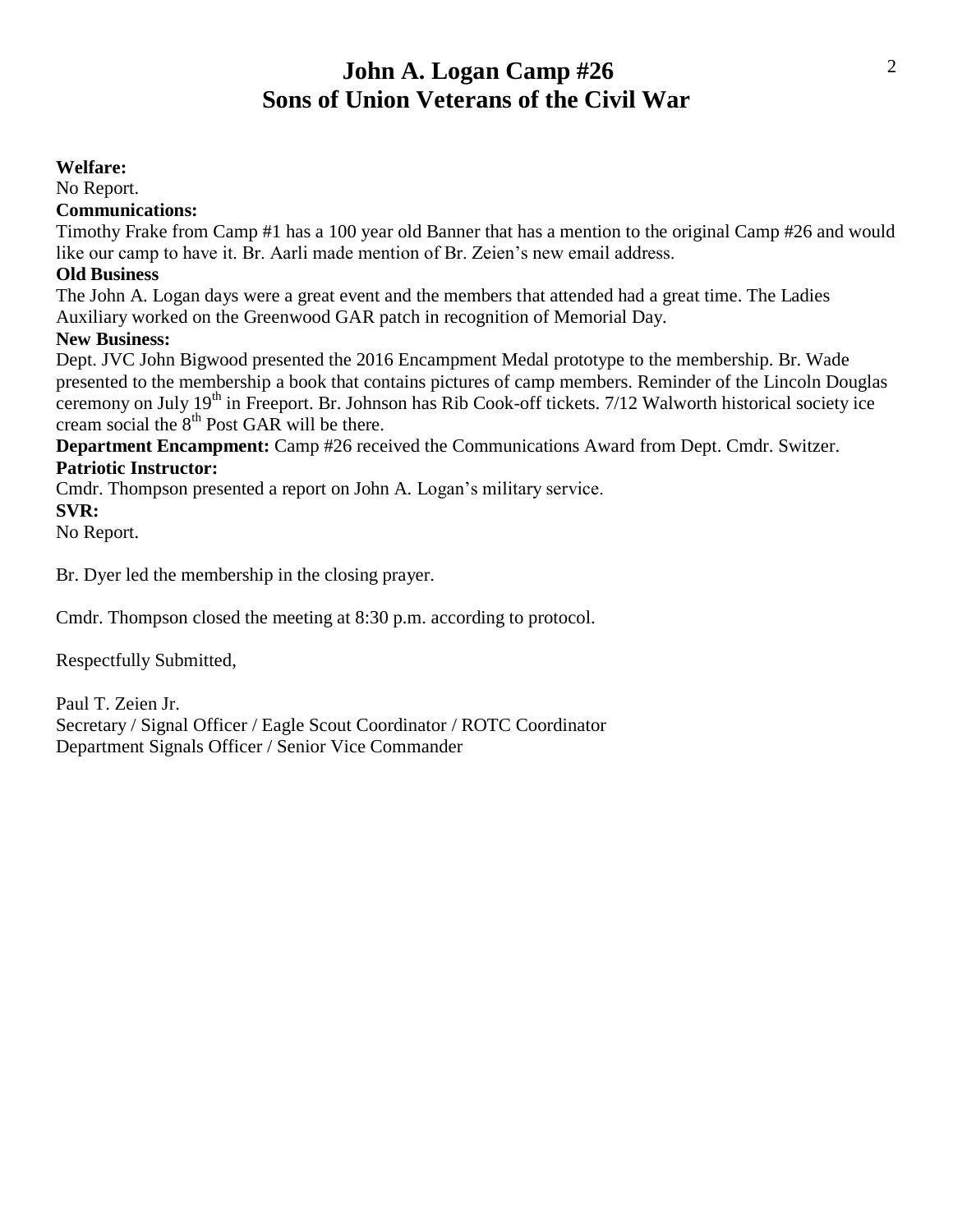# John A. Logan Camp #26
# Sons of Union Veterans of the Civil War

**Welfare:**
No Report.

**Communications:**
Timothy Frake from Camp #1 has a 100 year old Banner that has a mention to the original Camp #26 and would like our camp to have it. Br. Aarli made mention of Br. Zeien's new email address.

**Old Business**
The John A. Logan days were a great event and the members that attended had a great time. The Ladies Auxiliary worked on the Greenwood GAR patch in recognition of Memorial Day.

**New Business:**
Dept. JVC John Bigwood presented the 2016 Encampment Medal prototype to the membership. Br. Wade presented to the membership a book that contains pictures of camp members. Reminder of the Lincoln Douglas ceremony on July 19th in Freeport. Br. Johnson has Rib Cook-off tickets. 7/12 Walworth historical society ice cream social the 8th Post GAR will be there.

**Department Encampment:** Camp #26 received the Communications Award from Dept. Cmdr. Switzer.

**Patriotic Instructor:**
Cmdr. Thompson presented a report on John A. Logan's military service.

**SVR:**
No Report.

Br. Dyer led the membership in the closing prayer.

Cmdr. Thompson closed the meeting at 8:30 p.m. according to protocol.

Respectfully Submitted,

Paul T. Zeien Jr.
Secretary / Signal Officer / Eagle Scout Coordinator / ROTC Coordinator
Department Signals Officer / Senior Vice Commander